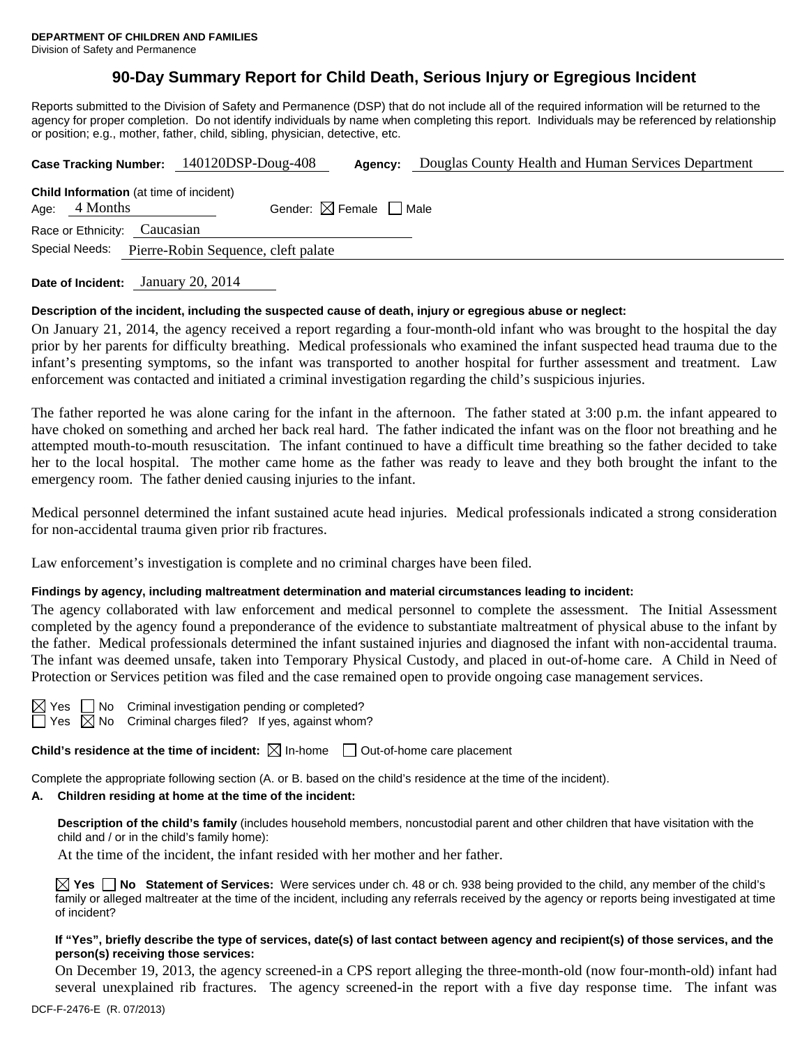**DEPARTMENT OF CHILDREN AND FAMILIES**
Division of Safety and Permanence

# 90-Day Summary Report for Child Death, Serious Injury or Egregious Incident

Reports submitted to the Division of Safety and Permanence (DSP) that do not include all of the required information will be returned to the agency for proper completion. Do not identify individuals by name when completing this report. Individuals may be referenced by relationship or position; e.g., mother, father, child, sibling, physician, detective, etc.

**Case Tracking Number:** 140120DSP-Doug-408 **Agency:** Douglas County Health and Human Services Department

**Child Information** (at time of incident)
Age: 4 Months Gender: ☒ Female ☐ Male
Race or Ethnicity: Caucasian
Special Needs: Pierre-Robin Sequence, cleft palate

**Date of Incident:** January 20, 2014

**Description of the incident, including the suspected cause of death, injury or egregious abuse or neglect:**

On January 21, 2014, the agency received a report regarding a four-month-old infant who was brought to the hospital the day prior by her parents for difficulty breathing. Medical professionals who examined the infant suspected head trauma due to the infant's presenting symptoms, so the infant was transported to another hospital for further assessment and treatment. Law enforcement was contacted and initiated a criminal investigation regarding the child's suspicious injuries.

The father reported he was alone caring for the infant in the afternoon. The father stated at 3:00 p.m. the infant appeared to have choked on something and arched her back real hard. The father indicated the infant was on the floor not breathing and he attempted mouth-to-mouth resuscitation. The infant continued to have a difficult time breathing so the father decided to take her to the local hospital. The mother came home as the father was ready to leave and they both brought the infant to the emergency room. The father denied causing injuries to the infant.

Medical personnel determined the infant sustained acute head injuries. Medical professionals indicated a strong consideration for non-accidental trauma given prior rib fractures.

Law enforcement's investigation is complete and no criminal charges have been filed.

**Findings by agency, including maltreatment determination and material circumstances leading to incident:**

The agency collaborated with law enforcement and medical personnel to complete the assessment. The Initial Assessment completed by the agency found a preponderance of the evidence to substantiate maltreatment of physical abuse to the infant by the father. Medical professionals determined the infant sustained injuries and diagnosed the infant with non-accidental trauma. The infant was deemed unsafe, taken into Temporary Physical Custody, and placed in out-of-home care. A Child in Need of Protection or Services petition was filed and the case remained open to provide ongoing case management services.

☒ Yes ☐ No Criminal investigation pending or completed?
☐ Yes ☒ No Criminal charges filed? If yes, against whom?

**Child's residence at the time of incident:** ☒ In-home ☐ Out-of-home care placement

Complete the appropriate following section (A. or B. based on the child's residence at the time of the incident).

**A. Children residing at home at the time of the incident:**

**Description of the child's family** (includes household members, noncustodial parent and other children that have visitation with the child and / or in the child's family home):

At the time of the incident, the infant resided with her mother and her father.

☒ **Yes** ☐ **No Statement of Services:** Were services under ch. 48 or ch. 938 being provided to the child, any member of the child's family or alleged maltreater at the time of the incident, including any referrals received by the agency or reports being investigated at time of incident?

**If "Yes", briefly describe the type of services, date(s) of last contact between agency and recipient(s) of those services, and the person(s) receiving those services:**

On December 19, 2013, the agency screened-in a CPS report alleging the three-month-old (now four-month-old) infant had several unexplained rib fractures. The agency screened-in the report with a five day response time. The infant was

DCF-F-2476-E (R. 07/2013)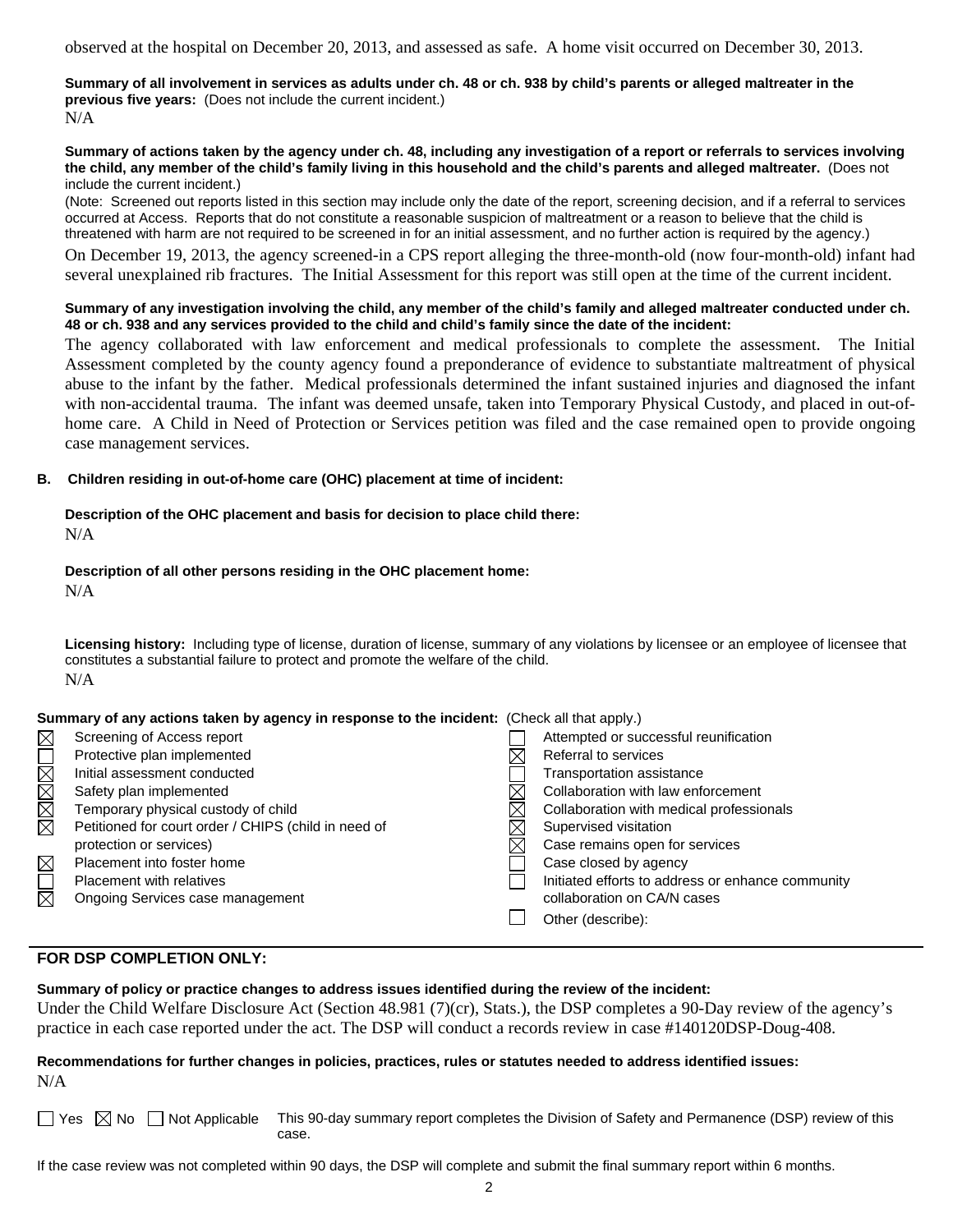observed at the hospital on December 20, 2013, and assessed as safe. A home visit occurred on December 30, 2013.

**Summary of all involvement in services as adults under ch. 48 or ch. 938 by child's parents or alleged maltreater in the previous five years:** (Does not include the current incident.)
N/A

**Summary of actions taken by the agency under ch. 48, including any investigation of a report or referrals to services involving the child, any member of the child's family living in this household and the child's parents and alleged maltreater.** (Does not include the current incident.)
(Note: Screened out reports listed in this section may include only the date of the report, screening decision, and if a referral to services occurred at Access. Reports that do not constitute a reasonable suspicion of maltreatment or a reason to believe that the child is threatened with harm are not required to be screened in for an initial assessment, and no further action is required by the agency.)

On December 19, 2013, the agency screened-in a CPS report alleging the three-month-old (now four-month-old) infant had several unexplained rib fractures. The Initial Assessment for this report was still open at the time of the current incident.

**Summary of any investigation involving the child, any member of the child's family and alleged maltreater conducted under ch. 48 or ch. 938 and any services provided to the child and child's family since the date of the incident:**

The agency collaborated with law enforcement and medical professionals to complete the assessment. The Initial Assessment completed by the county agency found a preponderance of evidence to substantiate maltreatment of physical abuse to the infant by the father. Medical professionals determined the infant sustained injuries and diagnosed the infant with non-accidental trauma. The infant was deemed unsafe, taken into Temporary Physical Custody, and placed in out-of-home care. A Child in Need of Protection or Services petition was filed and the case remained open to provide ongoing case management services.

## B. Children residing in out-of-home care (OHC) placement at time of incident:

**Description of the OHC placement and basis for decision to place child there:**
N/A

**Description of all other persons residing in the OHC placement home:**
N/A

**Licensing history:** Including type of license, duration of license, summary of any violations by licensee or an employee of licensee that constitutes a substantial failure to protect and promote the welfare of the child.
N/A

**Summary of any actions taken by agency in response to the incident:** (Check all that apply.)

- [x] Screening of Access report
- [ ] Protective plan implemented
- [x] Initial assessment conducted
- [x] Safety plan implemented
- [x] Temporary physical custody of child
- [x] Petitioned for court order / CHIPS (child in need of protection or services)
- [x] Placement into foster home
- [ ] Placement with relatives
- [x] Ongoing Services case management
- [ ] Attempted or successful reunification
- [x] Referral to services
- [ ] Transportation assistance
- [x] Collaboration with law enforcement
- [x] Collaboration with medical professionals
- [x] Supervised visitation
- [x] Case remains open for services
- [ ] Case closed by agency
- [ ] Initiated efforts to address or enhance community collaboration on CA/N cases
- [ ] Other (describe):

## FOR DSP COMPLETION ONLY:

**Summary of policy or practice changes to address issues identified during the review of the incident:**
Under the Child Welfare Disclosure Act (Section 48.981 (7)(cr), Stats.), the DSP completes a 90-Day review of the agency's practice in each case reported under the act. The DSP will conduct a records review in case #140120DSP-Doug-408.

**Recommendations for further changes in policies, practices, rules or statutes needed to address identified issues:**
N/A

- [ ] Yes [x] No [ ] Not Applicable — This 90-day summary report completes the Division of Safety and Permanence (DSP) review of this case.

If the case review was not completed within 90 days, the DSP will complete and submit the final summary report within 6 months.